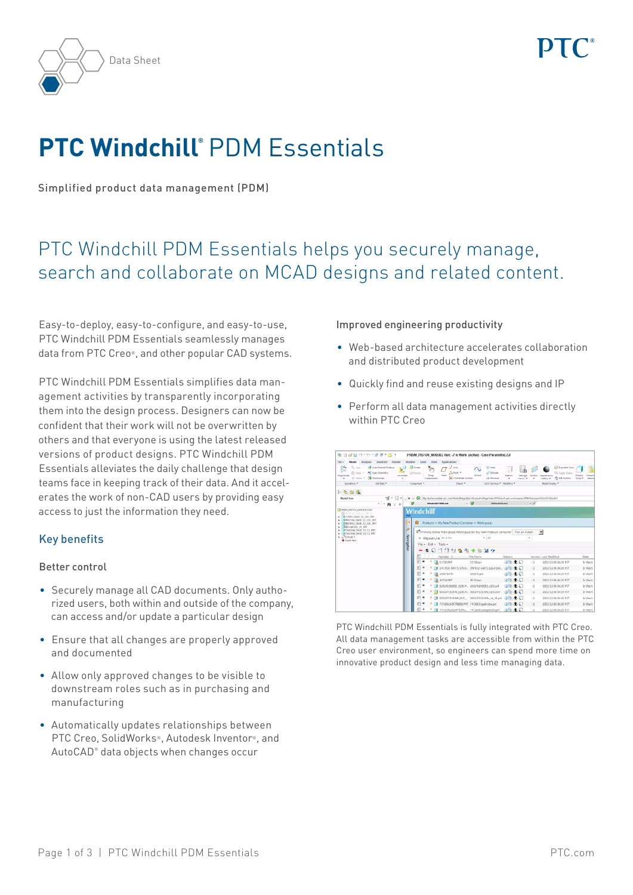Data Sheet

# PTC Windchill® PDM Essentials

Simplified product data management (PDM)

## PTC Windchill PDM Essentials helps you securely manage, search and collaborate on MCAD designs and related content.

Easy-to-deploy, easy-to-configure, and easy-to-use, PTC Windchill PDM Essentials seamlessly manages data from PTC Creo®, and other popular CAD systems.

PTC Windchill PDM Essentials simplifies data management activities by transparently incorporating them into the design process. Designers can now be confident that their work will not be overwritten by others and that everyone is using the latest released versions of product designs. PTC Windchill PDM Essentials alleviates the daily challenge that design teams face in keeping track of their data. And it accelerates the work of non-CAD users by providing easy access to just the information they need.

### Key benefits

#### Better control

- Securely manage all CAD documents. Only authorized users, both within and outside of the company, can access and/or update a particular design
- Ensure that all changes are properly approved and documented
- Allow only approved changes to be visible to downstream roles such as in purchasing and manufacturing
- Automatically updates relationships between PTC Creo, SolidWorks®, Autodesk Inventor®, and AutoCAD® data objects when changes occur

#### Improved engineering productivity

- Web-based architecture accelerates collaboration and distributed product development
- Quickly find and reuse existing designs and IP
- Perform all data management activities directly within PTC Creo

PTC Windchill PDM Essentials is fully integrated with PTC Creo. All data management tasks are accessible from within the PTC Creo user environment, so engineers can spend more time on innovative product design and less time managing data.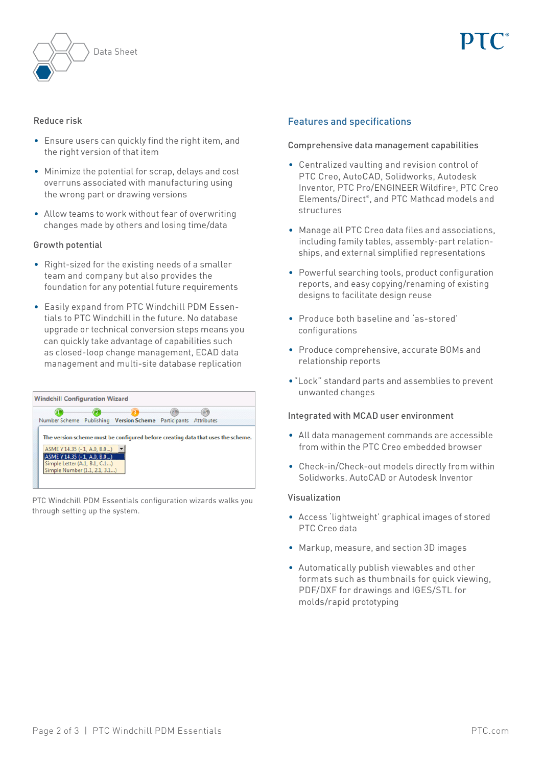### Reduce risk

- Ensure users can quickly find the right item, and the right version of that item
- Minimize the potential for scrap, delays and cost overruns associated with manufacturing using the wrong part or drawing versions
- Allow teams to work without fear of overwriting changes made by others and losing time/data

### Growth potential

- Right-sized for the existing needs of a smaller team and company but also provides the foundation for any potential future requirements
- Easily expand from PTC Windchill PDM Essentials to PTC Windchill in the future. No database upgrade or technical conversion steps means you can quickly take advantage of capabilities such as closed-loop change management, ECAD data management and multi-site database replication

PTC Windchill PDM Essentials configuration wizards walks you through setting up the system.

## Features and specifications

### Comprehensive data management capabilities

- Centralized vaulting and revision control of PTC Creo, AutoCAD, Solidworks, Autodesk Inventor, PTC Pro/ENGINEER Wildfire®, PTC Creo Elements/Direct®, and PTC Mathcad models and structures
- Manage all PTC Creo data files and associations, including family tables, assembly-part relationships, and external simplified representations
- Powerful searching tools, product configuration reports, and easy copying/renaming of existing designs to facilitate design reuse
- Produce both baseline and 'as-stored' configurations
- Produce comprehensive, accurate BOMs and relationship reports
- "Lock" standard parts and assemblies to prevent unwanted changes

### Integrated with MCAD user environment

- All data management commands are accessible from within the PTC Creo embedded browser
- Check-in/Check-out models directly from within Solidworks. AutoCAD or Autodesk Inventor

### Visualization

- Access 'lightweight' graphical images of stored PTC Creo data
- Markup, measure, and section 3D images
- Automatically publish viewables and other formats such as thumbnails for quick viewing, PDF/DXF for drawings and IGES/STL for molds/rapid prototyping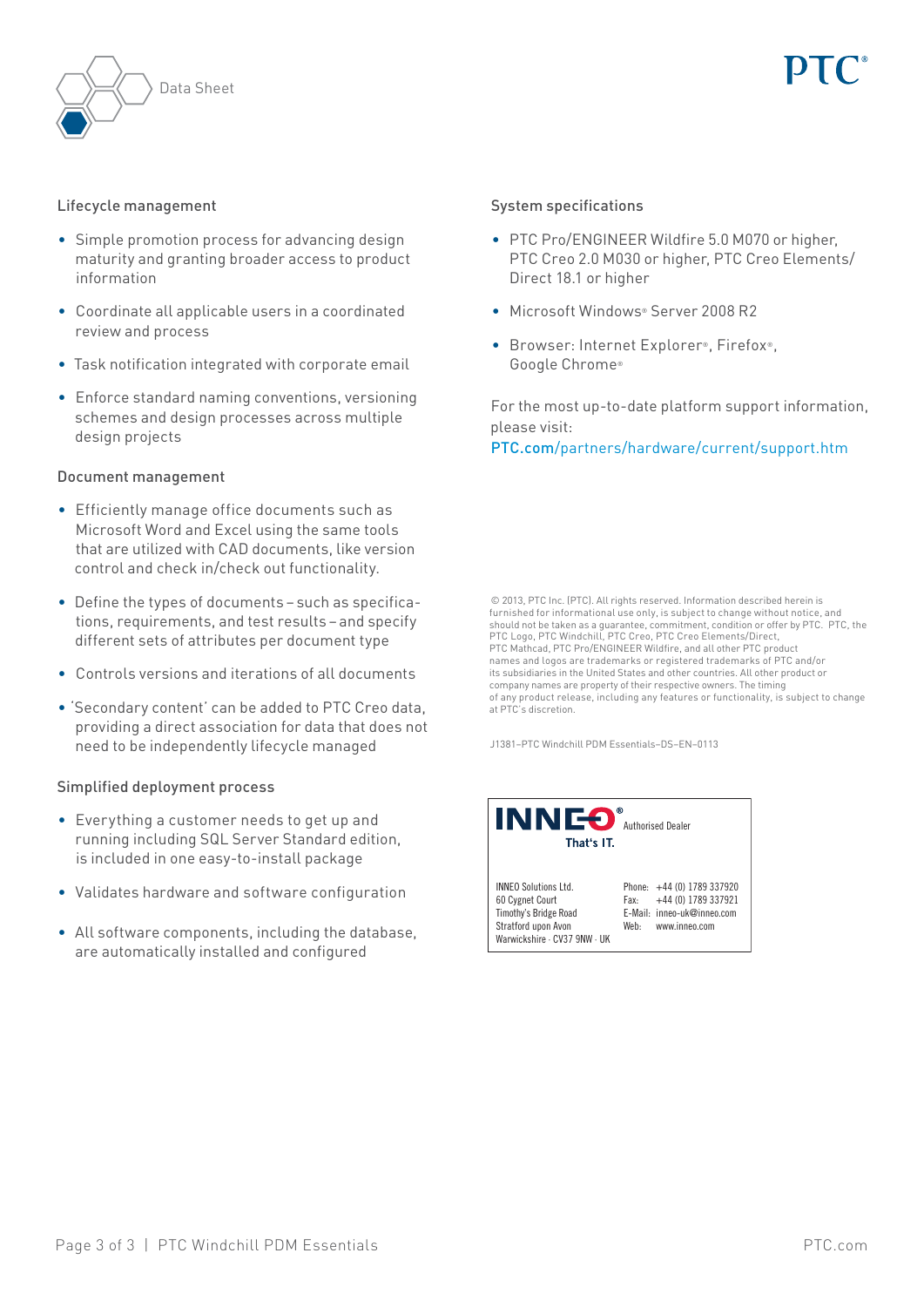Data Sheet

## Lifecycle management

- Simple promotion process for advancing design maturity and granting broader access to product information
- Coordinate all applicable users in a coordinated review and process
- Task notification integrated with corporate email
- Enforce standard naming conventions, versioning schemes and design processes across multiple design projects

## Document management

- Efficiently manage office documents such as Microsoft Word and Excel using the same tools that are utilized with CAD documents, like version control and check in/check out functionality.
- Define the types of documents – such as specifications, requirements, and test results – and specify different sets of attributes per document type
- Controls versions and iterations of all documents
- 'Secondary content' can be added to PTC Creo data, providing a direct association for data that does not need to be independently lifecycle managed

## Simplified deployment process

- Everything a customer needs to get up and running including SQL Server Standard edition, is included in one easy-to-install package
- Validates hardware and software configuration
- All software components, including the database, are automatically installed and configured

## System specifications

- PTC Pro/ENGINEER Wildfire 5.0 M070 or higher, PTC Creo 2.0 M030 or higher, PTC Creo Elements/Direct 18.1 or higher
- Microsoft Windows® Server 2008 R2
- Browser: Internet Explorer®, Firefox®, Google Chrome®

For the most up-to-date platform support information, please visit:
PTC.com/partners/hardware/current/support.htm

© 2013, PTC Inc. (PTC). All rights reserved. Information described herein is furnished for informational use only, is subject to change without notice, and should not be taken as a guarantee, commitment, condition or offer by PTC. PTC, the PTC Logo, PTC Windchill, PTC Creo, PTC Creo Elements/Direct, PTC Mathcad, PTC Pro/ENGINEER Wildfire, and all other PTC product names and logos are trademarks or registered trademarks of PTC and/or its subsidiaries in the United States and other countries. All other product or company names are property of their respective owners. The timing of any product release, including any features or functionality, is subject to change at PTC's discretion.

J1381–PTC Windchill PDM Essentials–DS–EN–0113

INNEO® That's IT. Authorised Dealer

INNEO Solutions Ltd.
60 Cygnet Court
Timothy's Bridge Road
Stratford upon Avon
Warwickshire · CV37 9NW · UK

Phone: +44 (0) 1789 337920
Fax: +44 (0) 1789 337921
E-Mail: inneo-uk@inneo.com
Web: www.inneo.com